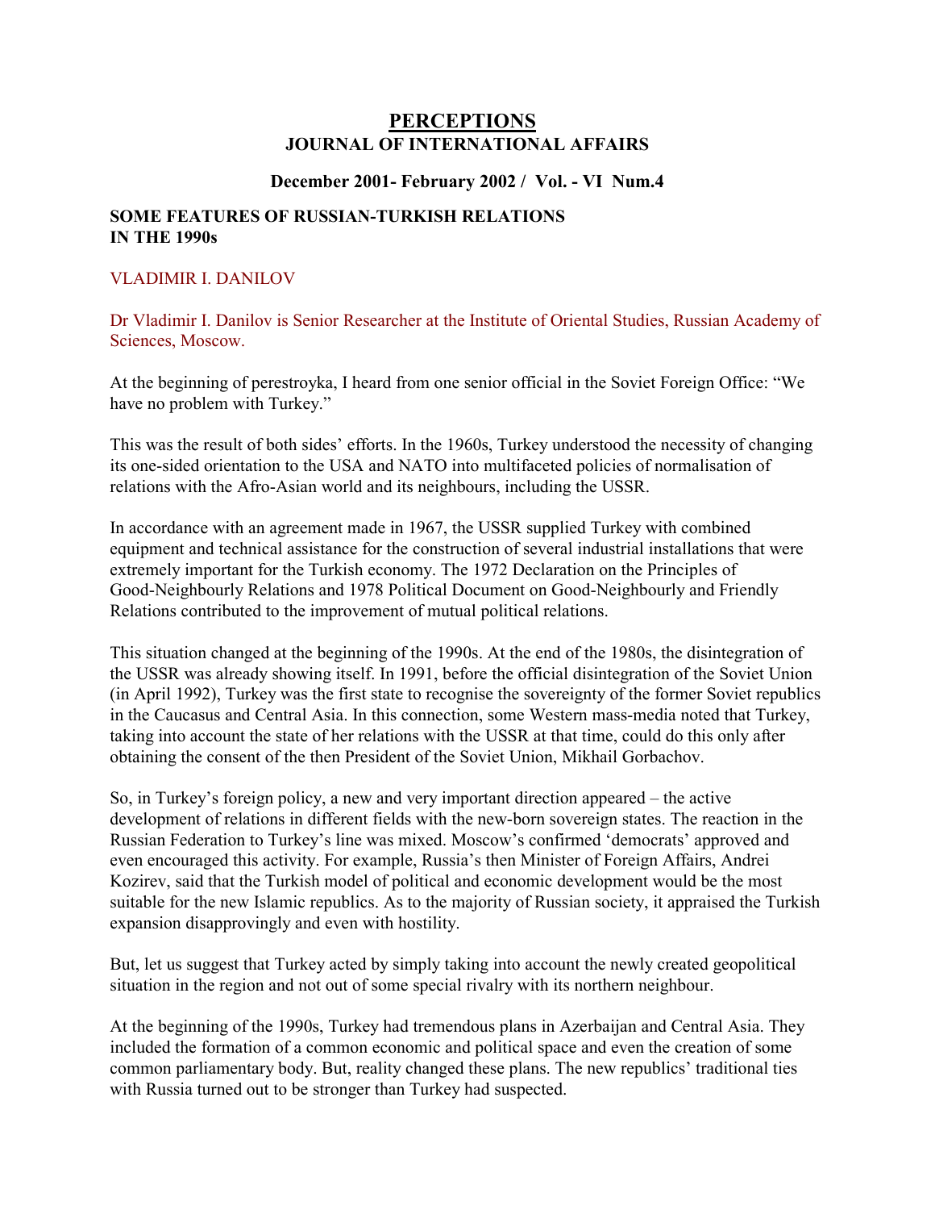# PERCEPTIONS
## JOURNAL OF INTERNATIONAL AFFAIRS

**December 2001- February 2002 / Vol. - VI Num.4**

### SOME FEATURES OF RUSSIAN-TURKISH RELATIONS IN THE 1990s

VLADIMIR I. DANILOV

Dr Vladimir I. Danilov is Senior Researcher at the Institute of Oriental Studies, Russian Academy of Sciences, Moscow.

At the beginning of perestroyka, I heard from one senior official in the Soviet Foreign Office: "We have no problem with Turkey."

This was the result of both sides' efforts. In the 1960s, Turkey understood the necessity of changing its one-sided orientation to the USA and NATO into multifaceted policies of normalisation of relations with the Afro-Asian world and its neighbours, including the USSR.

In accordance with an agreement made in 1967, the USSR supplied Turkey with combined equipment and technical assistance for the construction of several industrial installations that were extremely important for the Turkish economy. The 1972 Declaration on the Principles of Good-Neighbourly Relations and 1978 Political Document on Good-Neighbourly and Friendly Relations contributed to the improvement of mutual political relations.

This situation changed at the beginning of the 1990s. At the end of the 1980s, the disintegration of the USSR was already showing itself. In 1991, before the official disintegration of the Soviet Union (in April 1992), Turkey was the first state to recognise the sovereignty of the former Soviet republics in the Caucasus and Central Asia. In this connection, some Western mass-media noted that Turkey, taking into account the state of her relations with the USSR at that time, could do this only after obtaining the consent of the then President of the Soviet Union, Mikhail Gorbachov.

So, in Turkey's foreign policy, a new and very important direction appeared – the active development of relations in different fields with the new-born sovereign states. The reaction in the Russian Federation to Turkey's line was mixed. Moscow's confirmed 'democrats' approved and even encouraged this activity. For example, Russia's then Minister of Foreign Affairs, Andrei Kozirev, said that the Turkish model of political and economic development would be the most suitable for the new Islamic republics. As to the majority of Russian society, it appraised the Turkish expansion disapprovingly and even with hostility.

But, let us suggest that Turkey acted by simply taking into account the newly created geopolitical situation in the region and not out of some special rivalry with its northern neighbour.

At the beginning of the 1990s, Turkey had tremendous plans in Azerbaijan and Central Asia. They included the formation of a common economic and political space and even the creation of some common parliamentary body. But, reality changed these plans. The new republics' traditional ties with Russia turned out to be stronger than Turkey had suspected.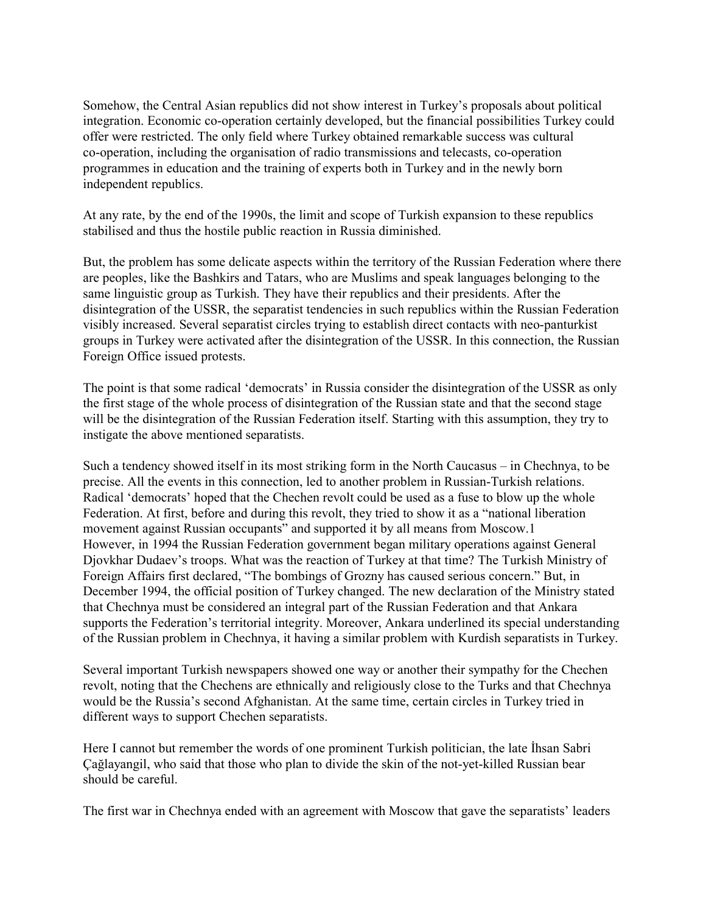Somehow, the Central Asian republics did not show interest in Turkey's proposals about political integration. Economic co-operation certainly developed, but the financial possibilities Turkey could offer were restricted. The only field where Turkey obtained remarkable success was cultural co-operation, including the organisation of radio transmissions and telecasts, co-operation programmes in education and the training of experts both in Turkey and in the newly born independent republics.

At any rate, by the end of the 1990s, the limit and scope of Turkish expansion to these republics stabilised and thus the hostile public reaction in Russia diminished.

But, the problem has some delicate aspects within the territory of the Russian Federation where there are peoples, like the Bashkirs and Tatars, who are Muslims and speak languages belonging to the same linguistic group as Turkish. They have their republics and their presidents. After the disintegration of the USSR, the separatist tendencies in such republics within the Russian Federation visibly increased. Several separatist circles trying to establish direct contacts with neo-panturkist groups in Turkey were activated after the disintegration of the USSR. In this connection, the Russian Foreign Office issued protests.

The point is that some radical 'democrats' in Russia consider the disintegration of the USSR as only the first stage of the whole process of disintegration of the Russian state and that the second stage will be the disintegration of the Russian Federation itself. Starting with this assumption, they try to instigate the above mentioned separatists.

Such a tendency showed itself in its most striking form in the North Caucasus – in Chechnya, to be precise. All the events in this connection, led to another problem in Russian-Turkish relations. Radical 'democrats' hoped that the Chechen revolt could be used as a fuse to blow up the whole Federation. At first, before and during this revolt, they tried to show it as a "national liberation movement against Russian occupants" and supported it by all means from Moscow.[1]
However, in 1994 the Russian Federation government began military operations against General Djovkhar Dudaev's troops. What was the reaction of Turkey at that time? The Turkish Ministry of Foreign Affairs first declared, "The bombings of Grozny has caused serious concern." But, in December 1994, the official position of Turkey changed. The new declaration of the Ministry stated that Chechnya must be considered an integral part of the Russian Federation and that Ankara supports the Federation's territorial integrity. Moreover, Ankara underlined its special understanding of the Russian problem in Chechnya, it having a similar problem with Kurdish separatists in Turkey.

Several important Turkish newspapers showed one way or another their sympathy for the Chechen revolt, noting that the Chechens are ethnically and religiously close to the Turks and that Chechnya would be the Russia's second Afghanistan. At the same time, certain circles in Turkey tried in different ways to support Chechen separatists.

Here I cannot but remember the words of one prominent Turkish politician, the late İhsan Sabri Çağlayangil, who said that those who plan to divide the skin of the not-yet-killed Russian bear should be careful.

The first war in Chechnya ended with an agreement with Moscow that gave the separatists' leaders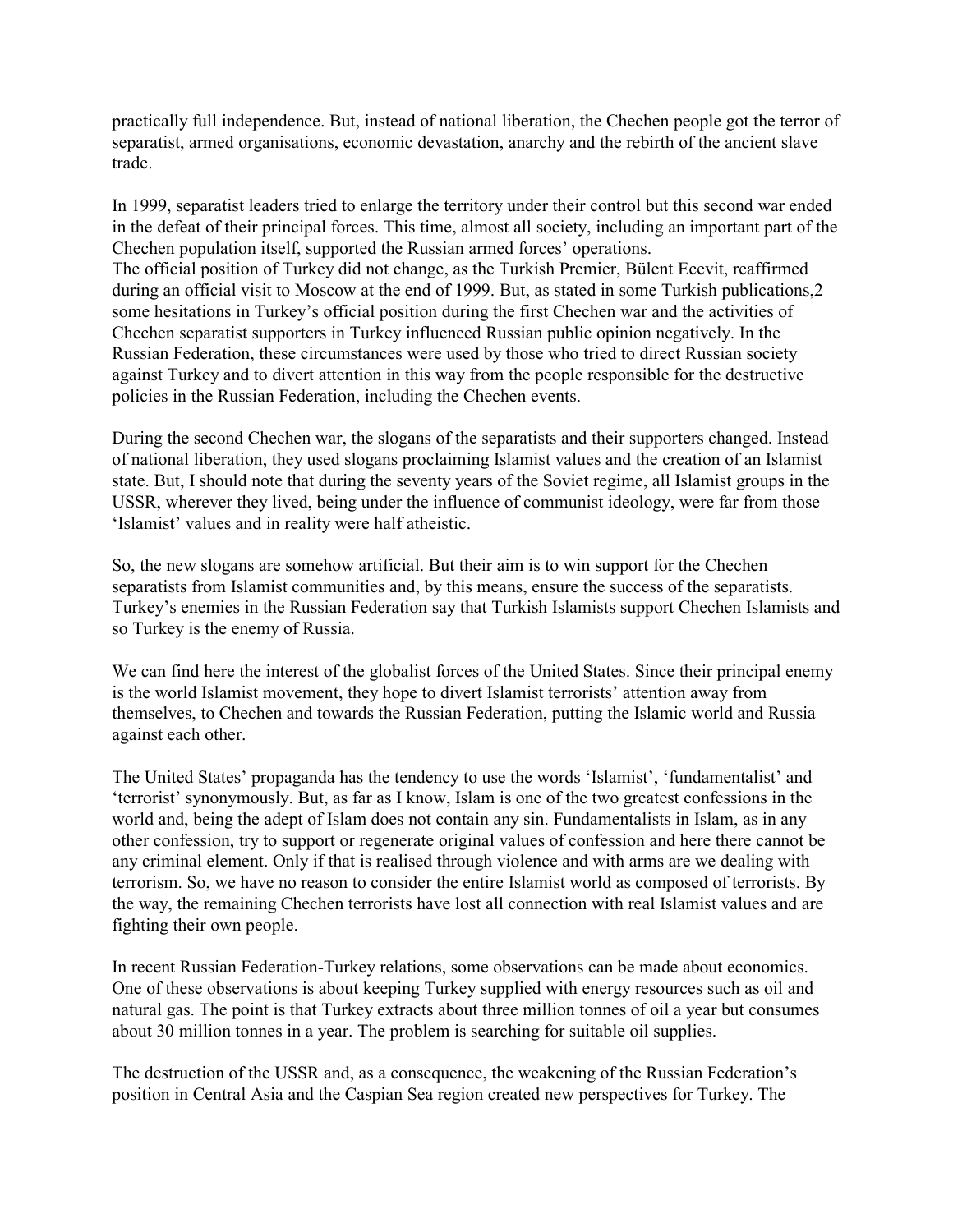practically full independence. But, instead of national liberation, the Chechen people got the terror of separatist, armed organisations, economic devastation, anarchy and the rebirth of the ancient slave trade.

In 1999, separatist leaders tried to enlarge the territory under their control but this second war ended in the defeat of their principal forces. This time, almost all society, including an important part of the Chechen population itself, supported the Russian armed forces' operations.
The official position of Turkey did not change, as the Turkish Premier, Bülent Ecevit, reaffirmed during an official visit to Moscow at the end of 1999. But, as stated in some Turkish publications,[2] some hesitations in Turkey's official position during the first Chechen war and the activities of Chechen separatist supporters in Turkey influenced Russian public opinion negatively. In the Russian Federation, these circumstances were used by those who tried to direct Russian society against Turkey and to divert attention in this way from the people responsible for the destructive policies in the Russian Federation, including the Chechen events.

During the second Chechen war, the slogans of the separatists and their supporters changed. Instead of national liberation, they used slogans proclaiming Islamist values and the creation of an Islamist state. But, I should note that during the seventy years of the Soviet regime, all Islamist groups in the USSR, wherever they lived, being under the influence of communist ideology, were far from those 'Islamist' values and in reality were half atheistic.

So, the new slogans are somehow artificial. But their aim is to win support for the Chechen separatists from Islamist communities and, by this means, ensure the success of the separatists. Turkey's enemies in the Russian Federation say that Turkish Islamists support Chechen Islamists and so Turkey is the enemy of Russia.

We can find here the interest of the globalist forces of the United States. Since their principal enemy is the world Islamist movement, they hope to divert Islamist terrorists' attention away from themselves, to Chechen and towards the Russian Federation, putting the Islamic world and Russia against each other.

The United States' propaganda has the tendency to use the words 'Islamist', 'fundamentalist' and 'terrorist' synonymously. But, as far as I know, Islam is one of the two greatest confessions in the world and, being the adept of Islam does not contain any sin. Fundamentalists in Islam, as in any other confession, try to support or regenerate original values of confession and here there cannot be any criminal element. Only if that is realised through violence and with arms are we dealing with terrorism. So, we have no reason to consider the entire Islamist world as composed of terrorists. By the way, the remaining Chechen terrorists have lost all connection with real Islamist values and are fighting their own people.

In recent Russian Federation-Turkey relations, some observations can be made about economics. One of these observations is about keeping Turkey supplied with energy resources such as oil and natural gas. The point is that Turkey extracts about three million tonnes of oil a year but consumes about 30 million tonnes in a year. The problem is searching for suitable oil supplies.

The destruction of the USSR and, as a consequence, the weakening of the Russian Federation's position in Central Asia and the Caspian Sea region created new perspectives for Turkey. The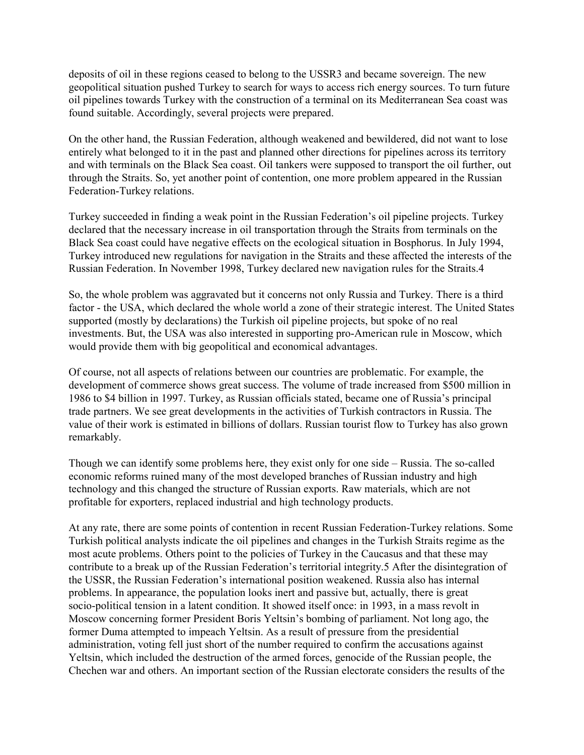deposits of oil in these regions ceased to belong to the USSR[3] and became sovereign. The new geopolitical situation pushed Turkey to search for ways to access rich energy sources. To turn future oil pipelines towards Turkey with the construction of a terminal on its Mediterranean Sea coast was found suitable. Accordingly, several projects were prepared.

On the other hand, the Russian Federation, although weakened and bewildered, did not want to lose entirely what belonged to it in the past and planned other directions for pipelines across its territory and with terminals on the Black Sea coast. Oil tankers were supposed to transport the oil further, out through the Straits. So, yet another point of contention, one more problem appeared in the Russian Federation-Turkey relations.

Turkey succeeded in finding a weak point in the Russian Federation's oil pipeline projects. Turkey declared that the necessary increase in oil transportation through the Straits from terminals on the Black Sea coast could have negative effects on the ecological situation in Bosphorus. In July 1994, Turkey introduced new regulations for navigation in the Straits and these affected the interests of the Russian Federation. In November 1998, Turkey declared new navigation rules for the Straits.[4]

So, the whole problem was aggravated but it concerns not only Russia and Turkey. There is a third factor - the USA, which declared the whole world a zone of their strategic interest. The United States supported (mostly by declarations) the Turkish oil pipeline projects, but spoke of no real investments. But, the USA was also interested in supporting pro-American rule in Moscow, which would provide them with big geopolitical and economical advantages.

Of course, not all aspects of relations between our countries are problematic. For example, the development of commerce shows great success. The volume of trade increased from $500 million in 1986 to $4 billion in 1997. Turkey, as Russian officials stated, became one of Russia's principal trade partners. We see great developments in the activities of Turkish contractors in Russia. The value of their work is estimated in billions of dollars. Russian tourist flow to Turkey has also grown remarkably.

Though we can identify some problems here, they exist only for one side – Russia. The so-called economic reforms ruined many of the most developed branches of Russian industry and high technology and this changed the structure of Russian exports. Raw materials, which are not profitable for exporters, replaced industrial and high technology products.

At any rate, there are some points of contention in recent Russian Federation-Turkey relations. Some Turkish political analysts indicate the oil pipelines and changes in the Turkish Straits regime as the most acute problems. Others point to the policies of Turkey in the Caucasus and that these may contribute to a break up of the Russian Federation's territorial integrity.[5] After the disintegration of the USSR, the Russian Federation's international position weakened. Russia also has internal problems. In appearance, the population looks inert and passive but, actually, there is great socio-political tension in a latent condition. It showed itself once: in 1993, in a mass revolt in Moscow concerning former President Boris Yeltsin's bombing of parliament. Not long ago, the former Duma attempted to impeach Yeltsin. As a result of pressure from the presidential administration, voting fell just short of the number required to confirm the accusations against Yeltsin, which included the destruction of the armed forces, genocide of the Russian people, the Chechen war and others. An important section of the Russian electorate considers the results of the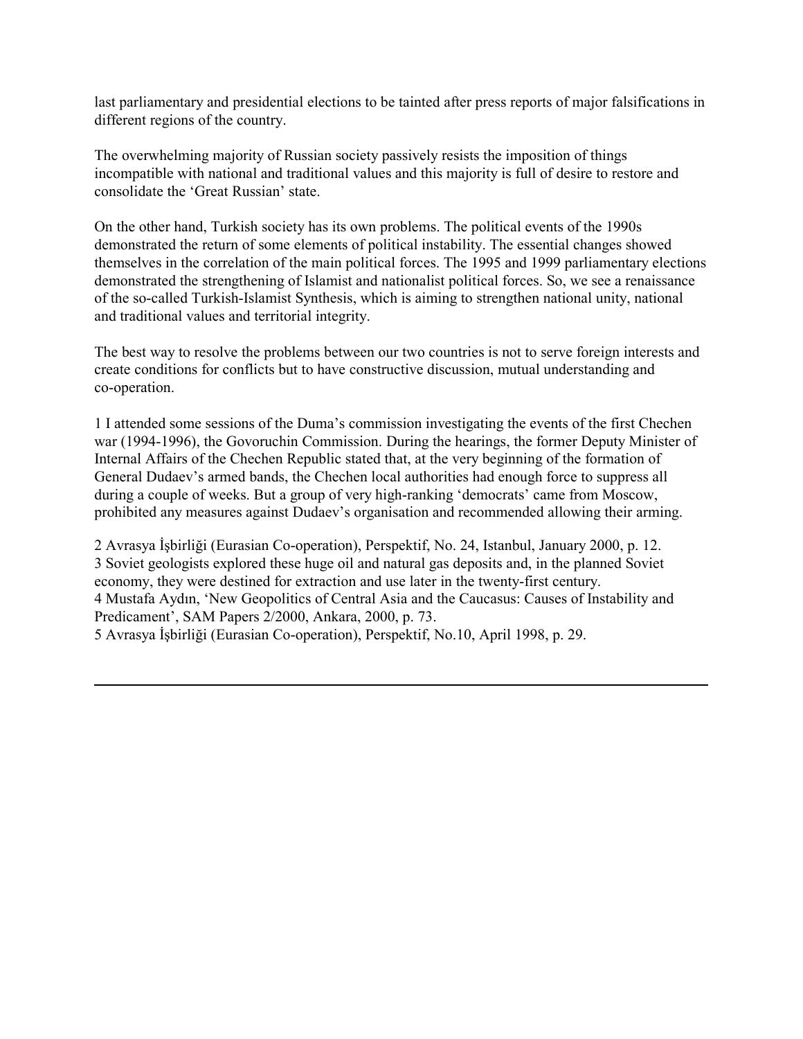last parliamentary and presidential elections to be tainted after press reports of major falsifications in different regions of the country.

The overwhelming majority of Russian society passively resists the imposition of things incompatible with national and traditional values and this majority is full of desire to restore and consolidate the 'Great Russian' state.

On the other hand, Turkish society has its own problems. The political events of the 1990s demonstrated the return of some elements of political instability. The essential changes showed themselves in the correlation of the main political forces. The 1995 and 1999 parliamentary elections demonstrated the strengthening of Islamist and nationalist political forces. So, we see a renaissance of the so-called Turkish-Islamist Synthesis, which is aiming to strengthen national unity, national and traditional values and territorial integrity.

The best way to resolve the problems between our two countries is not to serve foreign interests and create conditions for conflicts but to have constructive discussion, mutual understanding and co-operation.

1 I attended some sessions of the Duma's commission investigating the events of the first Chechen war (1994-1996), the Govoruchin Commission. During the hearings, the former Deputy Minister of Internal Affairs of the Chechen Republic stated that, at the very beginning of the formation of General Dudaev's armed bands, the Chechen local authorities had enough force to suppress all during a couple of weeks. But a group of very high-ranking 'democrats' came from Moscow, prohibited any measures against Dudaev's organisation and recommended allowing their arming.

2 Avrasya İşbirliği (Eurasian Co-operation), Perspektif, No. 24, Istanbul, January 2000, p. 12.
3 Soviet geologists explored these huge oil and natural gas deposits and, in the planned Soviet economy, they were destined for extraction and use later in the twenty-first century.
4 Mustafa Aydın, 'New Geopolitics of Central Asia and the Caucasus: Causes of Instability and Predicament', SAM Papers 2/2000, Ankara, 2000, p. 73.
5 Avrasya İşbirliği (Eurasian Co-operation), Perspektif, No.10, April 1998, p. 29.